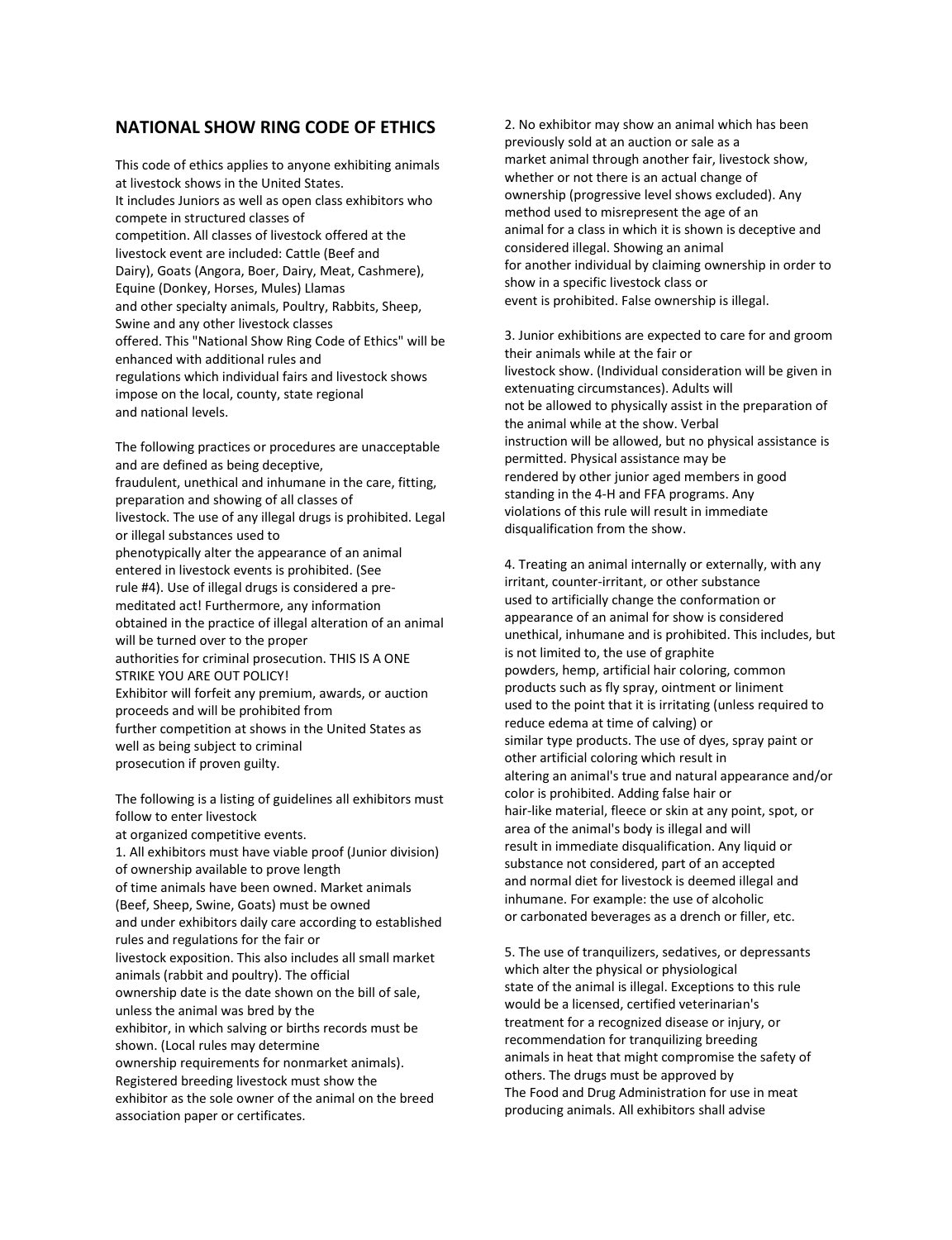## NATIONAL SHOW RING CODE OF ETHICS

This code of ethics applies to anyone exhibiting animals at livestock shows in the United States. It includes Juniors as well as open class exhibitors who compete in structured classes of competition. All classes of livestock offered at the livestock event are included: Cattle (Beef and Dairy), Goats (Angora, Boer, Dairy, Meat, Cashmere), Equine (Donkey, Horses, Mules) Llamas and other specialty animals, Poultry, Rabbits, Sheep, Swine and any other livestock classes offered. This "National Show Ring Code of Ethics" will be enhanced with additional rules and regulations which individual fairs and livestock shows impose on the local, county, state regional and national levels.

The following practices or procedures are unacceptable and are defined as being deceptive, fraudulent, unethical and inhumane in the care, fitting, preparation and showing of all classes of livestock. The use of any illegal drugs is prohibited. Legal or illegal substances used to phenotypically alter the appearance of an animal entered in livestock events is prohibited. (See rule #4). Use of illegal drugs is considered a pre-meditated act! Furthermore, any information obtained in the practice of illegal alteration of an animal will be turned over to the proper authorities for criminal prosecution. THIS IS A ONE STRIKE YOU ARE OUT POLICY! Exhibitor will forfeit any premium, awards, or auction proceeds and will be prohibited from further competition at shows in the United States as well as being subject to criminal prosecution if proven guilty.

The following is a listing of guidelines all exhibitors must follow to enter livestock at organized competitive events.

1. All exhibitors must have viable proof (Junior division) of ownership available to prove length of time animals have been owned. Market animals (Beef, Sheep, Swine, Goats) must be owned and under exhibitors daily care according to established rules and regulations for the fair or livestock exposition. This also includes all small market animals (rabbit and poultry). The official ownership date is the date shown on the bill of sale, unless the animal was bred by the exhibitor, in which salving or births records must be shown. (Local rules may determine ownership requirements for nonmarket animals). Registered breeding livestock must show the exhibitor as the sole owner of the animal on the breed association paper or certificates.

2. No exhibitor may show an animal which has been previously sold at an auction or sale as a market animal through another fair, livestock show, whether or not there is an actual change of ownership (progressive level shows excluded). Any method used to misrepresent the age of an animal for a class in which it is shown is deceptive and considered illegal. Showing an animal for another individual by claiming ownership in order to show in a specific livestock class or event is prohibited. False ownership is illegal.

3. Junior exhibitions are expected to care for and groom their animals while at the fair or livestock show. (Individual consideration will be given in extenuating circumstances). Adults will not be allowed to physically assist in the preparation of the animal while at the show. Verbal instruction will be allowed, but no physical assistance is permitted. Physical assistance may be rendered by other junior aged members in good standing in the 4-H and FFA programs. Any violations of this rule will result in immediate disqualification from the show.

4. Treating an animal internally or externally, with any irritant, counter-irritant, or other substance used to artificially change the conformation or appearance of an animal for show is considered unethical, inhumane and is prohibited. This includes, but is not limited to, the use of graphite powders, hemp, artificial hair coloring, common products such as fly spray, ointment or liniment used to the point that it is irritating (unless required to reduce edema at time of calving) or similar type products. The use of dyes, spray paint or other artificial coloring which result in altering an animal's true and natural appearance and/or color is prohibited. Adding false hair or hair-like material, fleece or skin at any point, spot, or area of the animal's body is illegal and will result in immediate disqualification. Any liquid or substance not considered, part of an accepted and normal diet for livestock is deemed illegal and inhumane. For example: the use of alcoholic or carbonated beverages as a drench or filler, etc.

5. The use of tranquilizers, sedatives, or depressants which alter the physical or physiological state of the animal is illegal. Exceptions to this rule would be a licensed, certified veterinarian's treatment for a recognized disease or injury, or recommendation for tranquilizing breeding animals in heat that might compromise the safety of others. The drugs must be approved by The Food and Drug Administration for use in meat producing animals. All exhibitors shall advise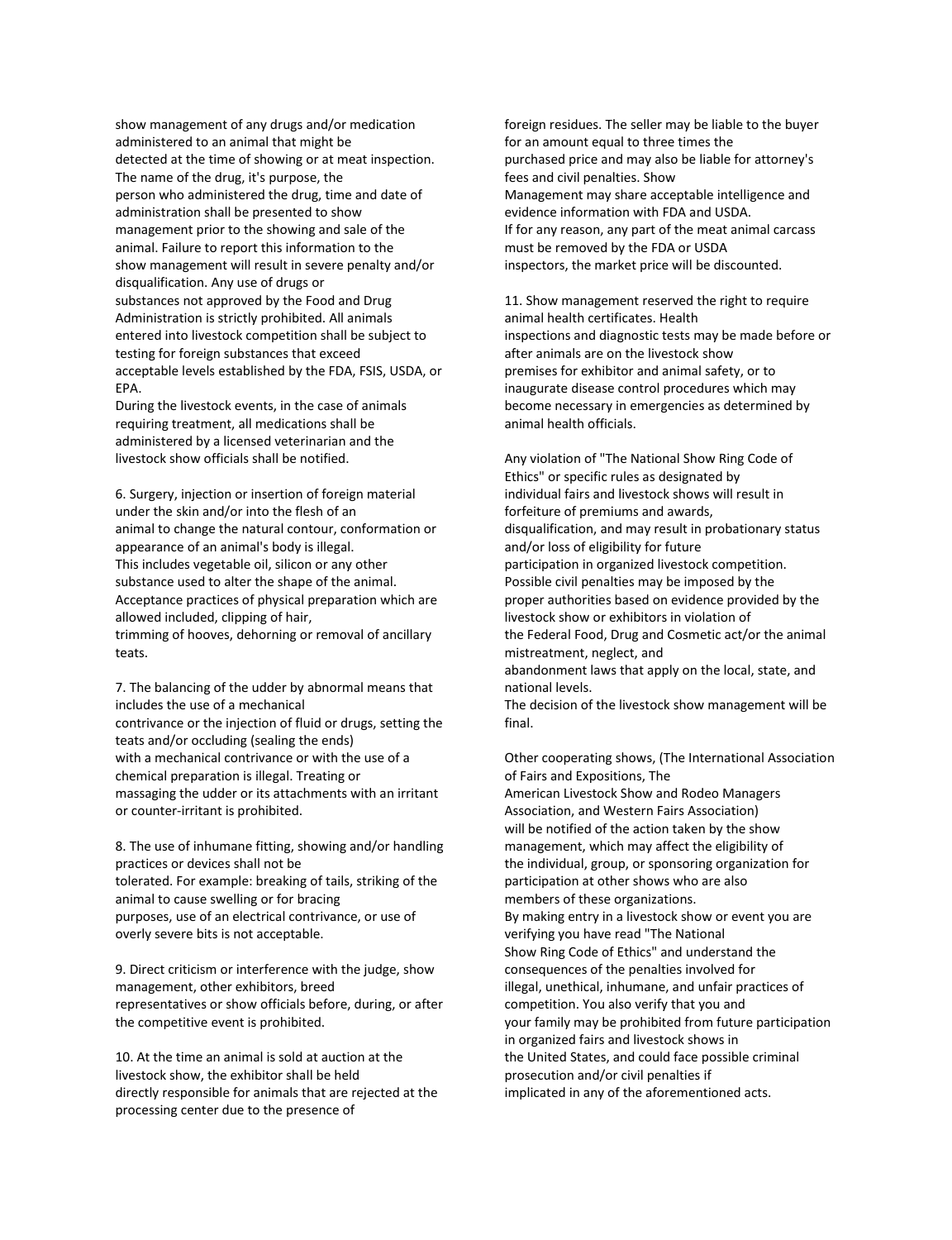show management of any drugs and/or medication administered to an animal that might be detected at the time of showing or at meat inspection. The name of the drug, it's purpose, the person who administered the drug, time and date of administration shall be presented to show management prior to the showing and sale of the animal. Failure to report this information to the show management will result in severe penalty and/or disqualification. Any use of drugs or substances not approved by the Food and Drug Administration is strictly prohibited. All animals entered into livestock competition shall be subject to testing for foreign substances that exceed acceptable levels established by the FDA, FSIS, USDA, or EPA.
During the livestock events, in the case of animals requiring treatment, all medications shall be administered by a licensed veterinarian and the livestock show officials shall be notified.

6. Surgery, injection or insertion of foreign material under the skin and/or into the flesh of an animal to change the natural contour, conformation or appearance of an animal's body is illegal. This includes vegetable oil, silicon or any other substance used to alter the shape of the animal. Acceptance practices of physical preparation which are allowed included, clipping of hair, trimming of hooves, dehorning or removal of ancillary teats.

7. The balancing of the udder by abnormal means that includes the use of a mechanical contrivance or the injection of fluid or drugs, setting the teats and/or occluding (sealing the ends) with a mechanical contrivance or with the use of a chemical preparation is illegal. Treating or massaging the udder or its attachments with an irritant or counter-irritant is prohibited.

8. The use of inhumane fitting, showing and/or handling practices or devices shall not be tolerated. For example: breaking of tails, striking of the animal to cause swelling or for bracing purposes, use of an electrical contrivance, or use of overly severe bits is not acceptable.

9. Direct criticism or interference with the judge, show management, other exhibitors, breed representatives or show officials before, during, or after the competitive event is prohibited.

10. At the time an animal is sold at auction at the livestock show, the exhibitor shall be held directly responsible for animals that are rejected at the processing center due to the presence of foreign residues. The seller may be liable to the buyer for an amount equal to three times the purchased price and may also be liable for attorney's fees and civil penalties. Show Management may share acceptable intelligence and evidence information with FDA and USDA.
If for any reason, any part of the meat animal carcass must be removed by the FDA or USDA inspectors, the market price will be discounted.

11. Show management reserved the right to require animal health certificates. Health inspections and diagnostic tests may be made before or after animals are on the livestock show premises for exhibitor and animal safety, or to inaugurate disease control procedures which may become necessary in emergencies as determined by animal health officials.

Any violation of "The National Show Ring Code of Ethics" or specific rules as designated by individual fairs and livestock shows will result in forfeiture of premiums and awards, disqualification, and may result in probationary status and/or loss of eligibility for future participation in organized livestock competition. Possible civil penalties may be imposed by the proper authorities based on evidence provided by the livestock show or exhibitors in violation of the Federal Food, Drug and Cosmetic act/or the animal mistreatment, neglect, and abandonment laws that apply on the local, state, and national levels.
The decision of the livestock show management will be final.

Other cooperating shows, (The International Association of Fairs and Expositions, The American Livestock Show and Rodeo Managers Association, and Western Fairs Association) will be notified of the action taken by the show management, which may affect the eligibility of the individual, group, or sponsoring organization for participation at other shows who are also members of these organizations.
By making entry in a livestock show or event you are verifying you have read "The National Show Ring Code of Ethics" and understand the consequences of the penalties involved for illegal, unethical, inhumane, and unfair practices of competition. You also verify that you and your family may be prohibited from future participation in organized fairs and livestock shows in the United States, and could face possible criminal prosecution and/or civil penalties if implicated in any of the aforementioned acts.